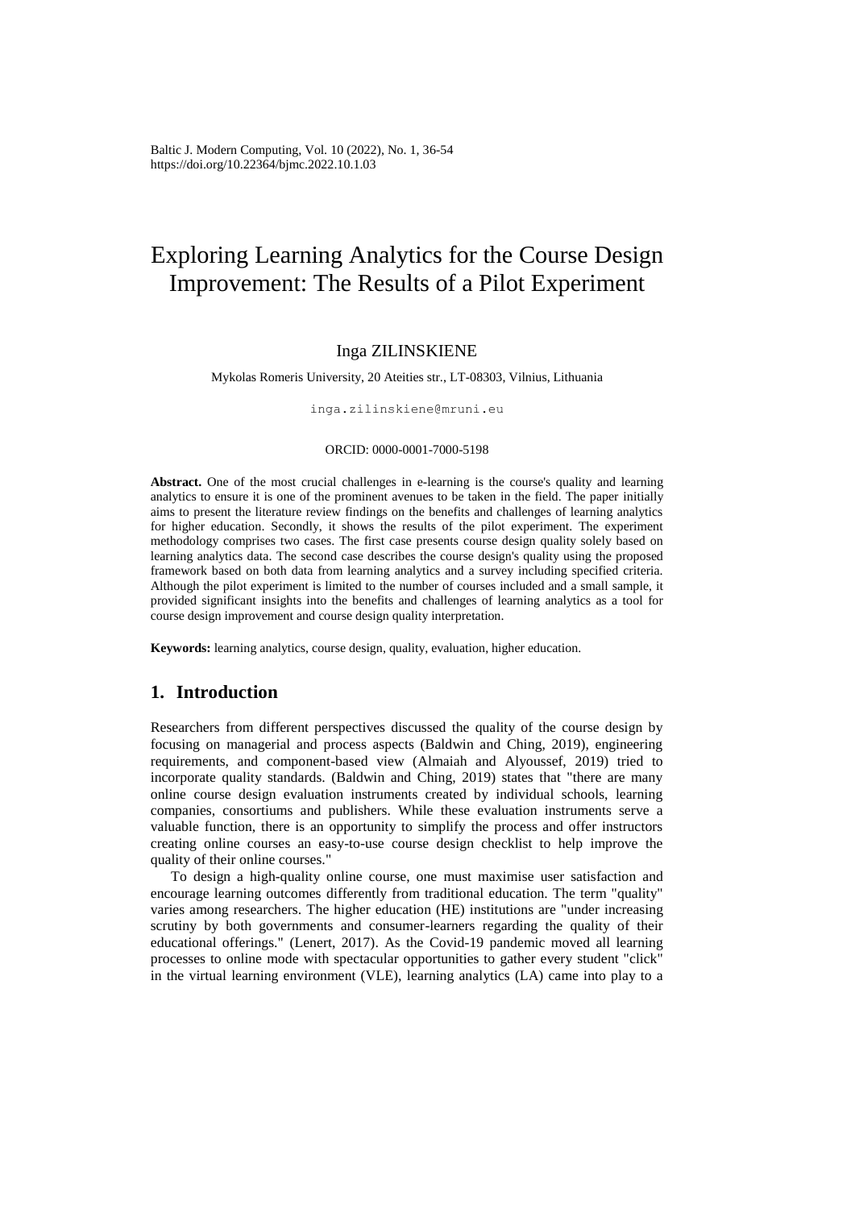# Exploring Learning Analytics for the Course Design Improvement: The Results of a Pilot Experiment

Inga ZILINSKIENE

Mykolas Romeris University, 20 Ateities str., LT-08303, Vilnius, Lithuania

inga.zilinskiene@mruni.eu

ORCID: 0000-0001-7000-5198

**Abstract.** One of the most crucial challenges in e-learning is the course's quality and learning analytics to ensure it is one of the prominent avenues to be taken in the field. The paper initially aims to present the literature review findings on the benefits and challenges of learning analytics for higher education. Secondly, it shows the results of the pilot experiment. The experiment methodology comprises two cases. The first case presents course design quality solely based on learning analytics data. The second case describes the course design's quality using the proposed framework based on both data from learning analytics and a survey including specified criteria. Although the pilot experiment is limited to the number of courses included and a small sample, it provided significant insights into the benefits and challenges of learning analytics as a tool for course design improvement and course design quality interpretation.

**Keywords:** learning analytics, course design, quality, evaluation, higher education.

## 1. Introduction

Researchers from different perspectives discussed the quality of the course design by focusing on managerial and process aspects (Baldwin and Ching, 2019), engineering requirements, and component-based view (Almaiah and Alyoussef, 2019) tried to incorporate quality standards. (Baldwin and Ching, 2019) states that "there are many online course design evaluation instruments created by individual schools, learning companies, consortiums and publishers. While these evaluation instruments serve a valuable function, there is an opportunity to simplify the process and offer instructors creating online courses an easy-to-use course design checklist to help improve the quality of their online courses."

To design a high-quality online course, one must maximise user satisfaction and encourage learning outcomes differently from traditional education. The term "quality" varies among researchers. The higher education (HE) institutions are "under increasing scrutiny by both governments and consumer-learners regarding the quality of their educational offerings." (Lenert, 2017). As the Covid-19 pandemic moved all learning processes to online mode with spectacular opportunities to gather every student "click" in the virtual learning environment (VLE), learning analytics (LA) came into play to a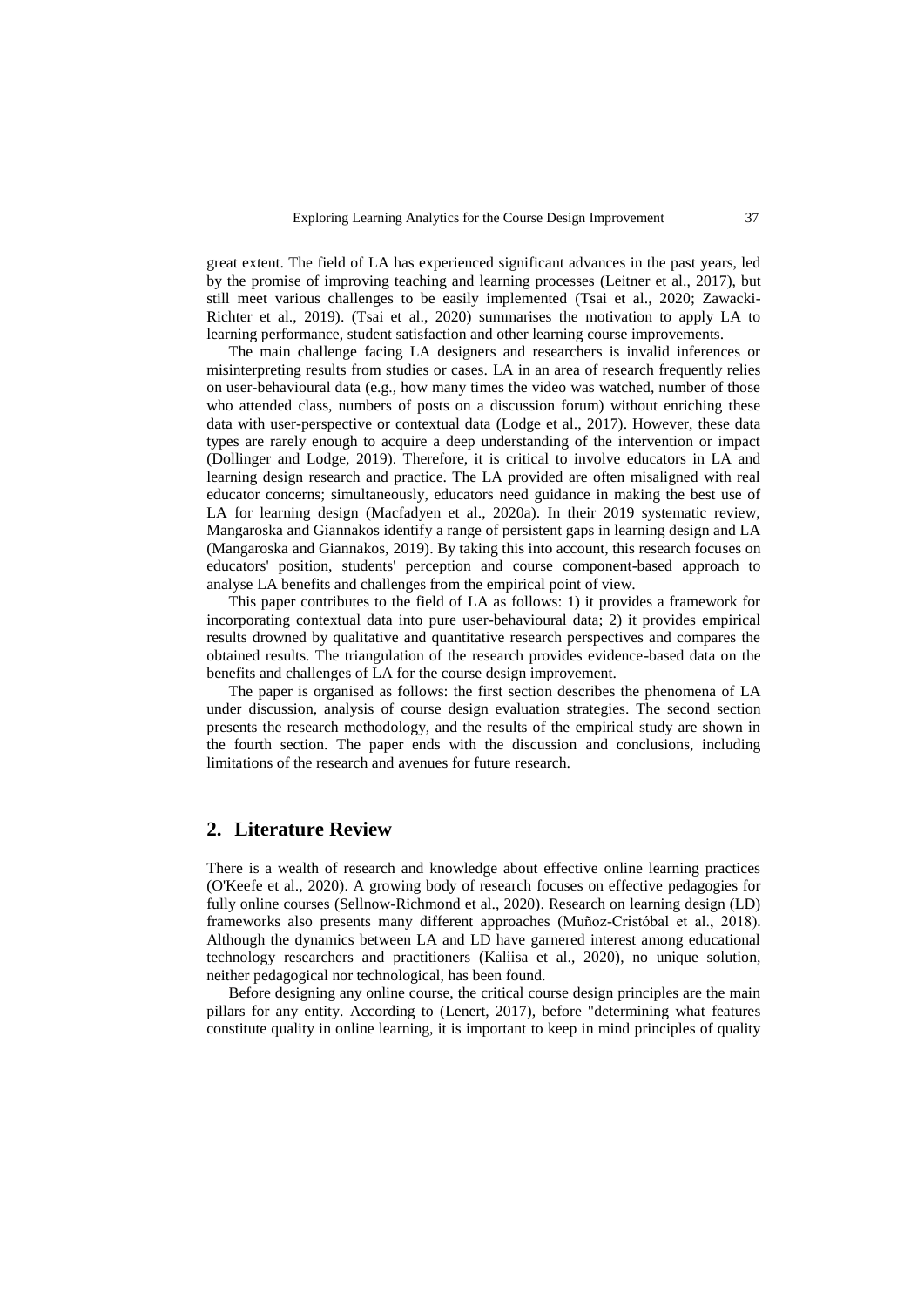great extent. The field of LA has experienced significant advances in the past years, led by the promise of improving teaching and learning processes (Leitner et al., 2017), but still meet various challenges to be easily implemented (Tsai et al., 2020; Zawacki-Richter et al., 2019). (Tsai et al., 2020) summarises the motivation to apply LA to learning performance, student satisfaction and other learning course improvements.

The main challenge facing LA designers and researchers is invalid inferences or misinterpreting results from studies or cases. LA in an area of research frequently relies on user-behavioural data (e.g., how many times the video was watched, number of those who attended class, numbers of posts on a discussion forum) without enriching these data with user-perspective or contextual data (Lodge et al., 2017). However, these data types are rarely enough to acquire a deep understanding of the intervention or impact (Dollinger and Lodge, 2019). Therefore, it is critical to involve educators in LA and learning design research and practice. The LA provided are often misaligned with real educator concerns; simultaneously, educators need guidance in making the best use of LA for learning design (Macfadyen et al., 2020a). In their 2019 systematic review, Mangaroska and Giannakos identify a range of persistent gaps in learning design and LA (Mangaroska and Giannakos, 2019). By taking this into account, this research focuses on educators' position, students' perception and course component-based approach to analyse LA benefits and challenges from the empirical point of view.

This paper contributes to the field of LA as follows: 1) it provides a framework for incorporating contextual data into pure user-behavioural data; 2) it provides empirical results drowned by qualitative and quantitative research perspectives and compares the obtained results. The triangulation of the research provides evidence-based data on the benefits and challenges of LA for the course design improvement.

The paper is organised as follows: the first section describes the phenomena of LA under discussion, analysis of course design evaluation strategies. The second section presents the research methodology, and the results of the empirical study are shown in the fourth section. The paper ends with the discussion and conclusions, including limitations of the research and avenues for future research.

## 2. Literature Review

There is a wealth of research and knowledge about effective online learning practices (O'Keefe et al., 2020). A growing body of research focuses on effective pedagogies for fully online courses (Sellnow-Richmond et al., 2020). Research on learning design (LD) frameworks also presents many different approaches (Muñoz-Cristóbal et al., 2018). Although the dynamics between LA and LD have garnered interest among educational technology researchers and practitioners (Kaliisa et al., 2020), no unique solution, neither pedagogical nor technological, has been found.

Before designing any online course, the critical course design principles are the main pillars for any entity. According to (Lenert, 2017), before "determining what features constitute quality in online learning, it is important to keep in mind principles of quality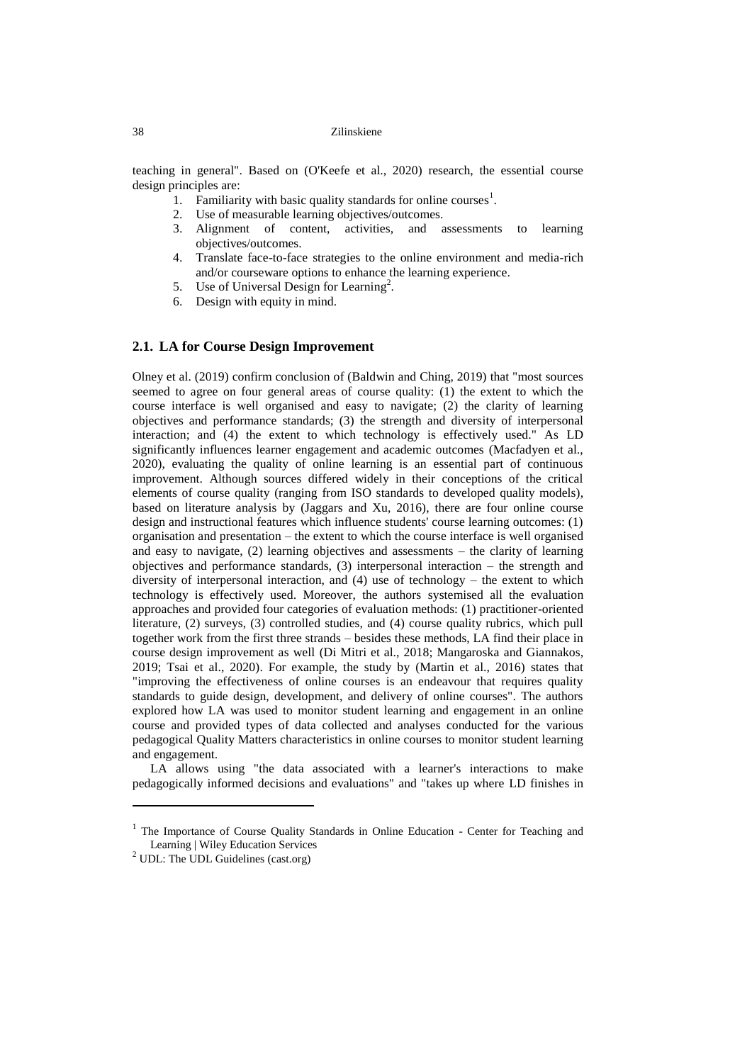teaching in general". Based on (O'Keefe et al., 2020) research, the essential course design principles are:

1. Familiarity with basic quality standards for online courses[1].
2. Use of measurable learning objectives/outcomes.
3. Alignment of content, activities, and assessments to learning objectives/outcomes.
4. Translate face-to-face strategies to the online environment and media-rich and/or courseware options to enhance the learning experience.
5. Use of Universal Design for Learning[2].
6. Design with equity in mind.

## 2.1. LA for Course Design Improvement

Olney et al. (2019) confirm conclusion of (Baldwin and Ching, 2019) that "most sources seemed to agree on four general areas of course quality: (1) the extent to which the course interface is well organised and easy to navigate; (2) the clarity of learning objectives and performance standards; (3) the strength and diversity of interpersonal interaction; and (4) the extent to which technology is effectively used." As LD significantly influences learner engagement and academic outcomes (Macfadyen et al., 2020), evaluating the quality of online learning is an essential part of continuous improvement. Although sources differed widely in their conceptions of the critical elements of course quality (ranging from ISO standards to developed quality models), based on literature analysis by (Jaggars and Xu, 2016), there are four online course design and instructional features which influence students' course learning outcomes: (1) organisation and presentation – the extent to which the course interface is well organised and easy to navigate, (2) learning objectives and assessments – the clarity of learning objectives and performance standards, (3) interpersonal interaction – the strength and diversity of interpersonal interaction, and (4) use of technology – the extent to which technology is effectively used. Moreover, the authors systemised all the evaluation approaches and provided four categories of evaluation methods: (1) practitioner-oriented literature, (2) surveys, (3) controlled studies, and (4) course quality rubrics, which pull together work from the first three strands – besides these methods, LA find their place in course design improvement as well (Di Mitri et al., 2018; Mangaroska and Giannakos, 2019; Tsai et al., 2020). For example, the study by (Martin et al., 2016) states that "improving the effectiveness of online courses is an endeavour that requires quality standards to guide design, development, and delivery of online courses". The authors explored how LA was used to monitor student learning and engagement in an online course and provided types of data collected and analyses conducted for the various pedagogical Quality Matters characteristics in online courses to monitor student learning and engagement.

LA allows using "the data associated with a learner's interactions to make pedagogically informed decisions and evaluations" and "takes up where LD finishes in

---

[1] The Importance of Course Quality Standards in Online Education - Center for Teaching and Learning | Wiley Education Services

[2] UDL: The UDL Guidelines (cast.org)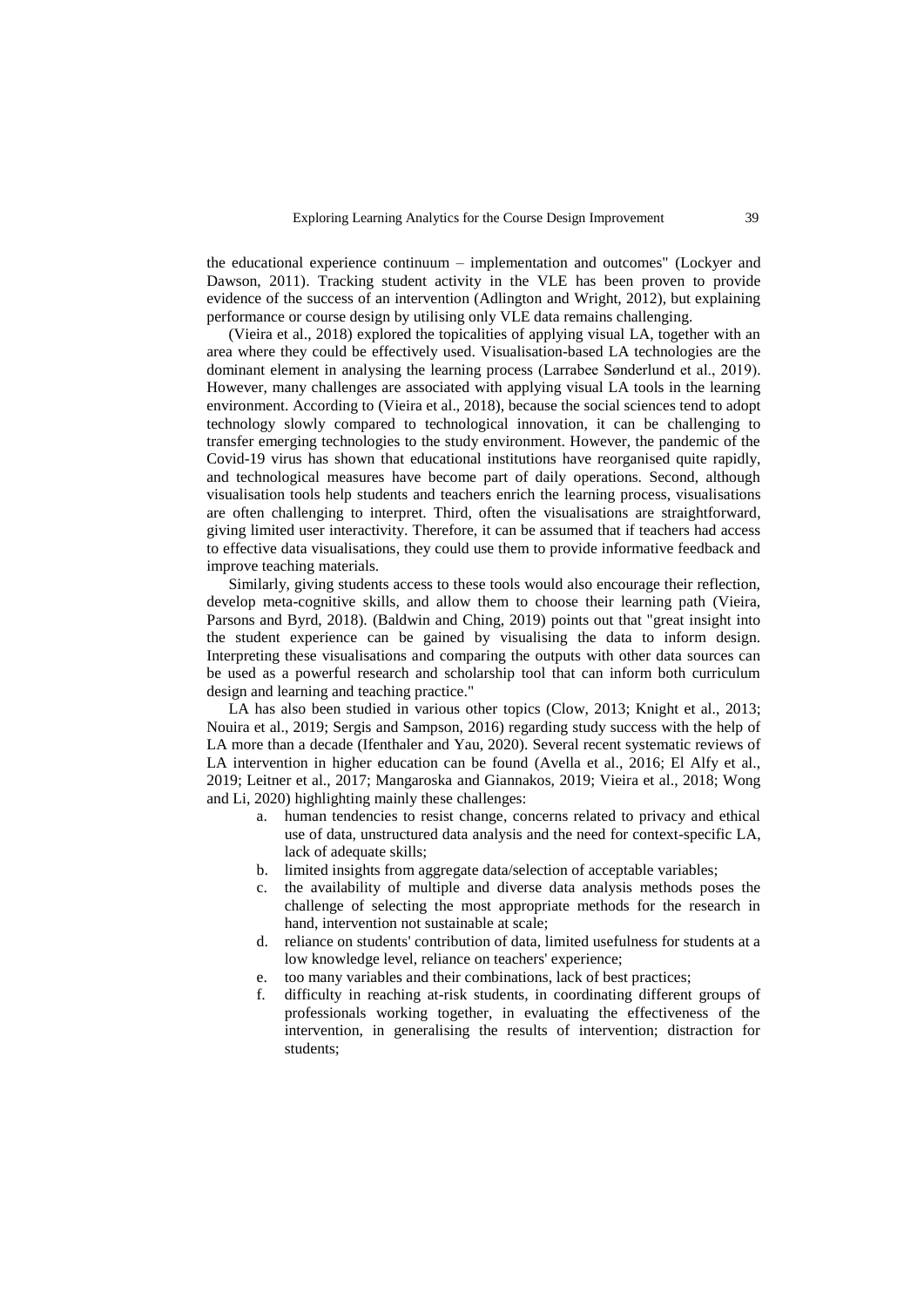the educational experience continuum – implementation and outcomes" (Lockyer and Dawson, 2011). Tracking student activity in the VLE has been proven to provide evidence of the success of an intervention (Adlington and Wright, 2012), but explaining performance or course design by utilising only VLE data remains challenging.

(Vieira et al., 2018) explored the topicalities of applying visual LA, together with an area where they could be effectively used. Visualisation-based LA technologies are the dominant element in analysing the learning process (Larrabee Sønderlund et al., 2019). However, many challenges are associated with applying visual LA tools in the learning environment. According to (Vieira et al., 2018), because the social sciences tend to adopt technology slowly compared to technological innovation, it can be challenging to transfer emerging technologies to the study environment. However, the pandemic of the Covid-19 virus has shown that educational institutions have reorganised quite rapidly, and technological measures have become part of daily operations. Second, although visualisation tools help students and teachers enrich the learning process, visualisations are often challenging to interpret. Third, often the visualisations are straightforward, giving limited user interactivity. Therefore, it can be assumed that if teachers had access to effective data visualisations, they could use them to provide informative feedback and improve teaching materials.

Similarly, giving students access to these tools would also encourage their reflection, develop meta-cognitive skills, and allow them to choose their learning path (Vieira, Parsons and Byrd, 2018). (Baldwin and Ching, 2019) points out that "great insight into the student experience can be gained by visualising the data to inform design. Interpreting these visualisations and comparing the outputs with other data sources can be used as a powerful research and scholarship tool that can inform both curriculum design and learning and teaching practice."

LA has also been studied in various other topics (Clow, 2013; Knight et al., 2013; Nouira et al., 2019; Sergis and Sampson, 2016) regarding study success with the help of LA more than a decade (Ifenthaler and Yau, 2020). Several recent systematic reviews of LA intervention in higher education can be found (Avella et al., 2016; El Alfy et al., 2019; Leitner et al., 2017; Mangaroska and Giannakos, 2019; Vieira et al., 2018; Wong and Li, 2020) highlighting mainly these challenges:

a. human tendencies to resist change, concerns related to privacy and ethical use of data, unstructured data analysis and the need for context-specific LA, lack of adequate skills;
b. limited insights from aggregate data/selection of acceptable variables;
c. the availability of multiple and diverse data analysis methods poses the challenge of selecting the most appropriate methods for the research in hand, intervention not sustainable at scale;
d. reliance on students' contribution of data, limited usefulness for students at a low knowledge level, reliance on teachers' experience;
e. too many variables and their combinations, lack of best practices;
f. difficulty in reaching at-risk students, in coordinating different groups of professionals working together, in evaluating the effectiveness of the intervention, in generalising the results of intervention; distraction for students;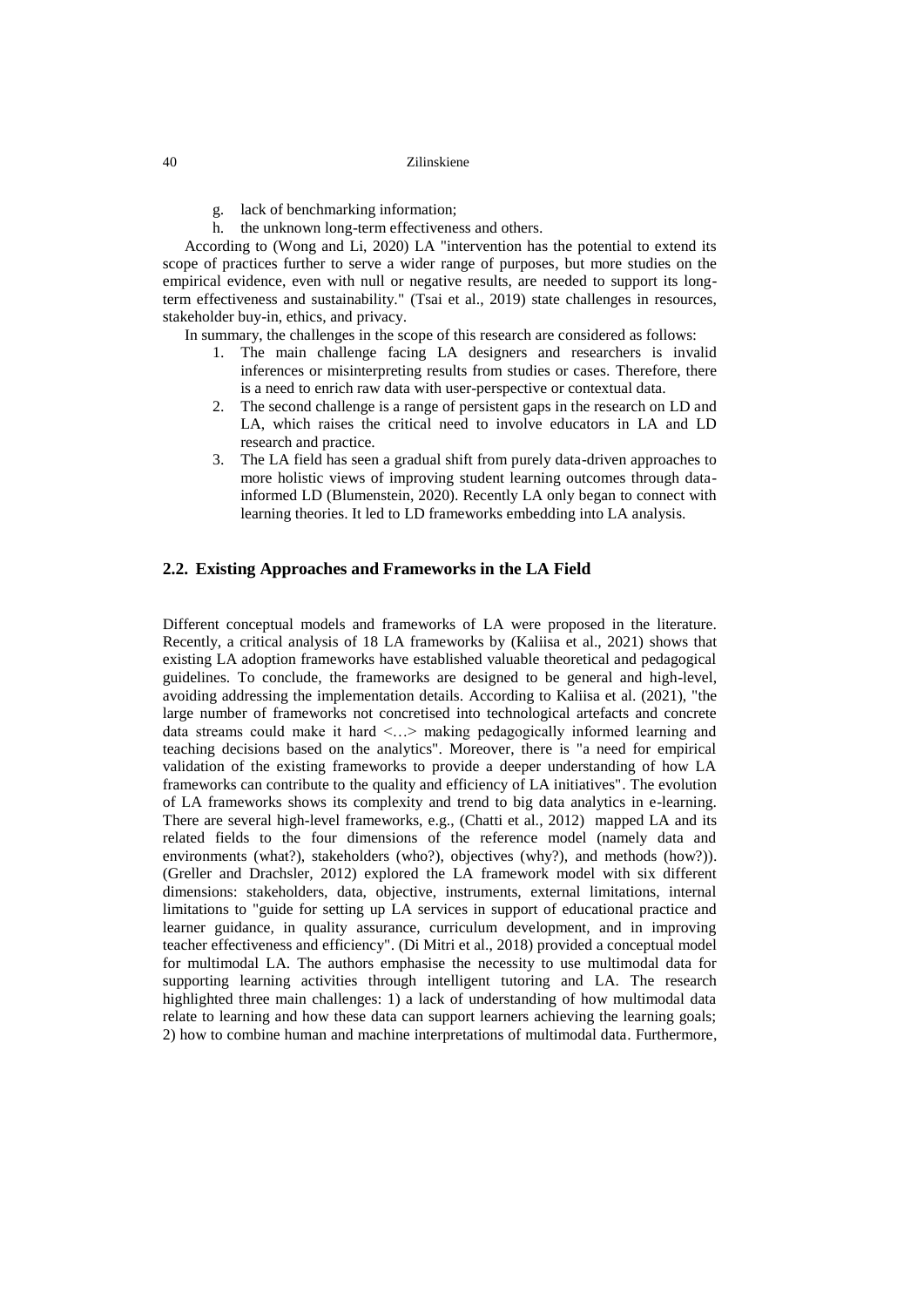g. lack of benchmarking information;
h. the unknown long-term effectiveness and others.

According to (Wong and Li, 2020) LA "intervention has the potential to extend its scope of practices further to serve a wider range of purposes, but more studies on the empirical evidence, even with null or negative results, are needed to support its long-term effectiveness and sustainability." (Tsai et al., 2019) state challenges in resources, stakeholder buy-in, ethics, and privacy.

In summary, the challenges in the scope of this research are considered as follows:

1. The main challenge facing LA designers and researchers is invalid inferences or misinterpreting results from studies or cases. Therefore, there is a need to enrich raw data with user-perspective or contextual data.
2. The second challenge is a range of persistent gaps in the research on LD and LA, which raises the critical need to involve educators in LA and LD research and practice.
3. The LA field has seen a gradual shift from purely data-driven approaches to more holistic views of improving student learning outcomes through data-informed LD (Blumenstein, 2020). Recently LA only began to connect with learning theories. It led to LD frameworks embedding into LA analysis.

## 2.2. Existing Approaches and Frameworks in the LA Field

Different conceptual models and frameworks of LA were proposed in the literature. Recently, a critical analysis of 18 LA frameworks by (Kaliisa et al., 2021) shows that existing LA adoption frameworks have established valuable theoretical and pedagogical guidelines. To conclude, the frameworks are designed to be general and high-level, avoiding addressing the implementation details. According to Kaliisa et al. (2021), "the large number of frameworks not concretised into technological artefacts and concrete data streams could make it hard <…> making pedagogically informed learning and teaching decisions based on the analytics". Moreover, there is "a need for empirical validation of the existing frameworks to provide a deeper understanding of how LA frameworks can contribute to the quality and efficiency of LA initiatives". The evolution of LA frameworks shows its complexity and trend to big data analytics in e-learning. There are several high-level frameworks, e.g., (Chatti et al., 2012) mapped LA and its related fields to the four dimensions of the reference model (namely data and environments (what?), stakeholders (who?), objectives (why?), and methods (how?)). (Greller and Drachsler, 2012) explored the LA framework model with six different dimensions: stakeholders, data, objective, instruments, external limitations, internal limitations to "guide for setting up LA services in support of educational practice and learner guidance, in quality assurance, curriculum development, and in improving teacher effectiveness and efficiency". (Di Mitri et al., 2018) provided a conceptual model for multimodal LA. The authors emphasise the necessity to use multimodal data for supporting learning activities through intelligent tutoring and LA. The research highlighted three main challenges: 1) a lack of understanding of how multimodal data relate to learning and how these data can support learners achieving the learning goals; 2) how to combine human and machine interpretations of multimodal data. Furthermore,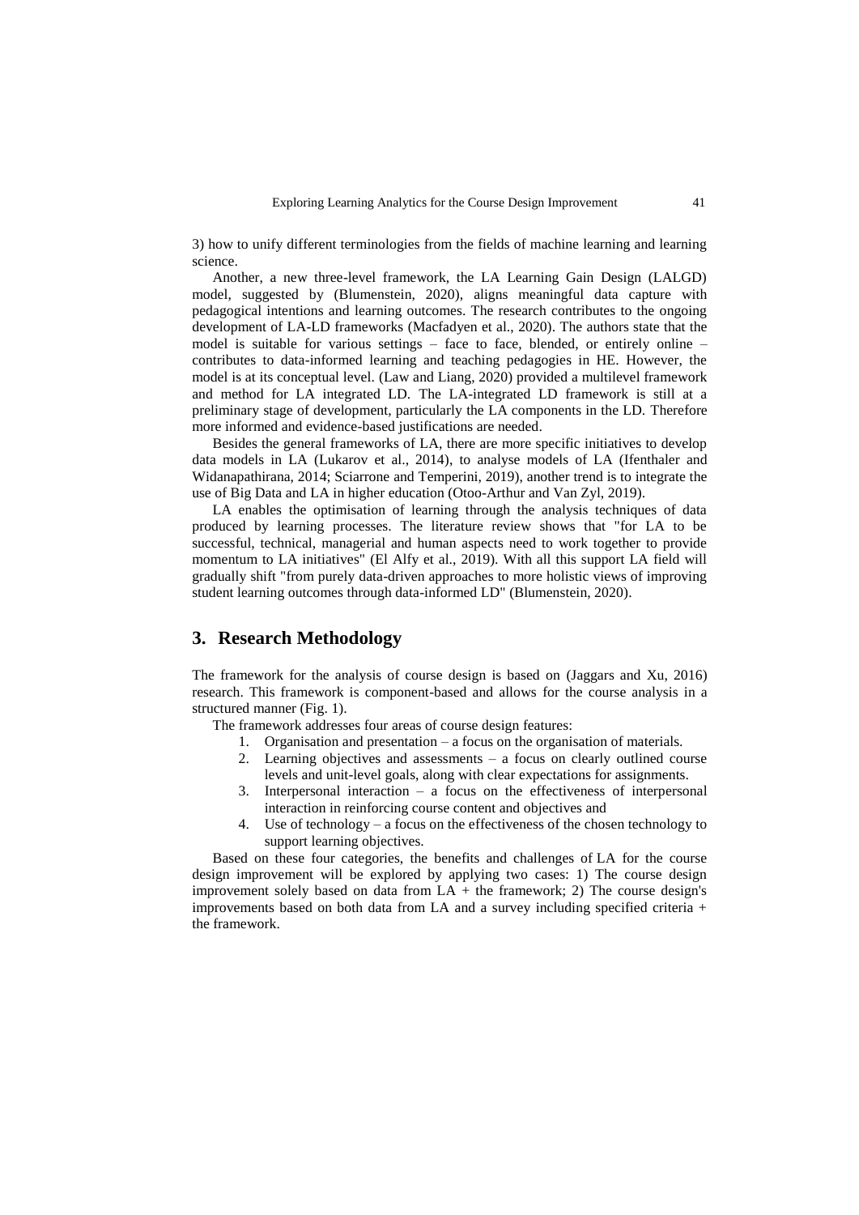3) how to unify different terminologies from the fields of machine learning and learning science.

Another, a new three-level framework, the LA Learning Gain Design (LALGD) model, suggested by (Blumenstein, 2020), aligns meaningful data capture with pedagogical intentions and learning outcomes. The research contributes to the ongoing development of LA-LD frameworks (Macfadyen et al., 2020). The authors state that the model is suitable for various settings – face to face, blended, or entirely online – contributes to data-informed learning and teaching pedagogies in HE. However, the model is at its conceptual level. (Law and Liang, 2020) provided a multilevel framework and method for LA integrated LD. The LA-integrated LD framework is still at a preliminary stage of development, particularly the LA components in the LD. Therefore more informed and evidence-based justifications are needed.

Besides the general frameworks of LA, there are more specific initiatives to develop data models in LA (Lukarov et al., 2014), to analyse models of LA (Ifenthaler and Widanapathirana, 2014; Sciarrone and Temperini, 2019), another trend is to integrate the use of Big Data and LA in higher education (Otoo-Arthur and Van Zyl, 2019).

LA enables the optimisation of learning through the analysis techniques of data produced by learning processes. The literature review shows that "for LA to be successful, technical, managerial and human aspects need to work together to provide momentum to LA initiatives" (El Alfy et al., 2019). With all this support LA field will gradually shift "from purely data-driven approaches to more holistic views of improving student learning outcomes through data-informed LD" (Blumenstein, 2020).

## 3. Research Methodology

The framework for the analysis of course design is based on (Jaggars and Xu, 2016) research. This framework is component-based and allows for the course analysis in a structured manner (Fig. 1).

The framework addresses four areas of course design features:

1. Organisation and presentation – a focus on the organisation of materials.
2. Learning objectives and assessments – a focus on clearly outlined course levels and unit-level goals, along with clear expectations for assignments.
3. Interpersonal interaction – a focus on the effectiveness of interpersonal interaction in reinforcing course content and objectives and
4. Use of technology – a focus on the effectiveness of the chosen technology to support learning objectives.

Based on these four categories, the benefits and challenges of LA for the course design improvement will be explored by applying two cases: 1) The course design improvement solely based on data from LA + the framework; 2) The course design's improvements based on both data from LA and a survey including specified criteria + the framework.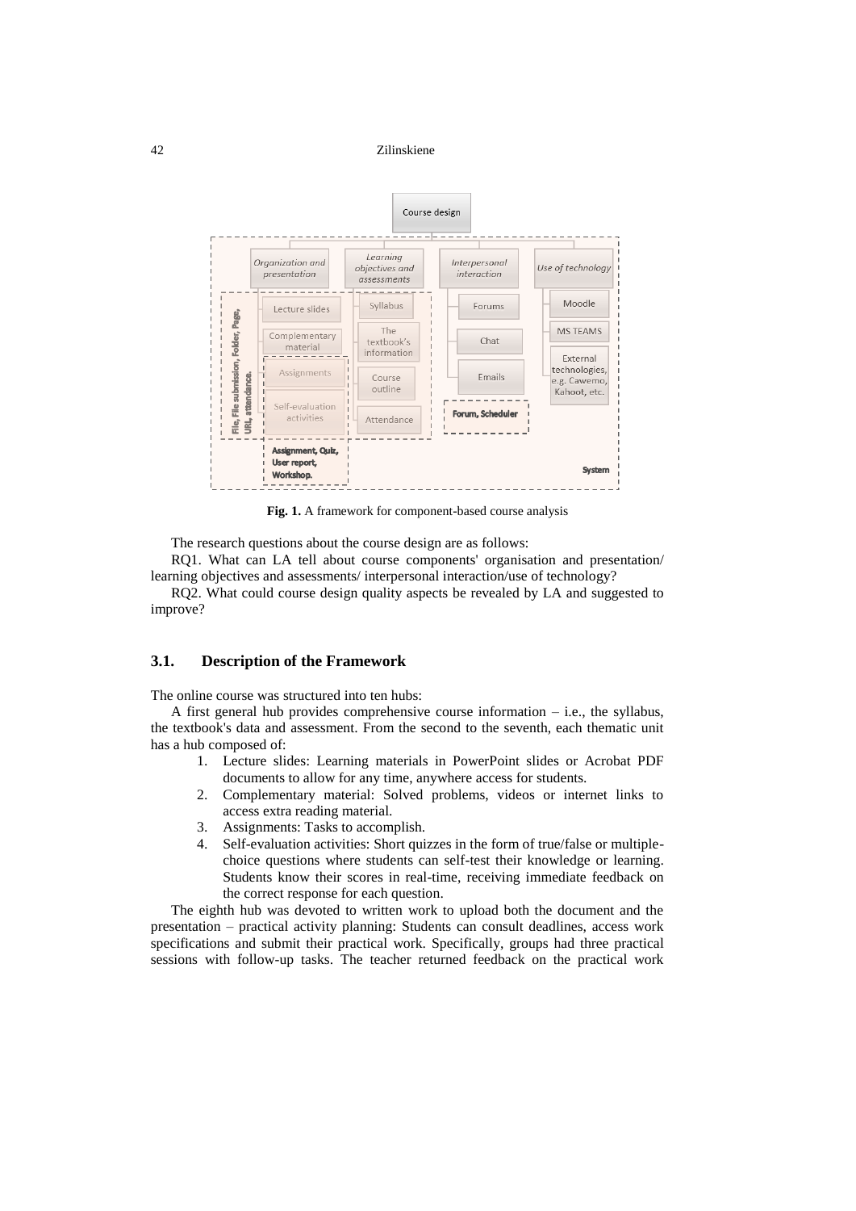**Fig. 1.** A framework for component-based course analysis

The research questions about the course design are as follows:

RQ1. What can LA tell about course components' organisation and presentation/ learning objectives and assessments/ interpersonal interaction/use of technology?

RQ2. What could course design quality aspects be revealed by LA and suggested to improve?

## 3.1. Description of the Framework

The online course was structured into ten hubs:

A first general hub provides comprehensive course information – i.e., the syllabus, the textbook's data and assessment. From the second to the seventh, each thematic unit has a hub composed of:

1. Lecture slides: Learning materials in PowerPoint slides or Acrobat PDF documents to allow for any time, anywhere access for students.
2. Complementary material: Solved problems, videos or internet links to access extra reading material.
3. Assignments: Tasks to accomplish.
4. Self-evaluation activities: Short quizzes in the form of true/false or multiple-choice questions where students can self-test their knowledge or learning. Students know their scores in real-time, receiving immediate feedback on the correct response for each question.

The eighth hub was devoted to written work to upload both the document and the presentation – practical activity planning: Students can consult deadlines, access work specifications and submit their practical work. Specifically, groups had three practical sessions with follow-up tasks. The teacher returned feedback on the practical work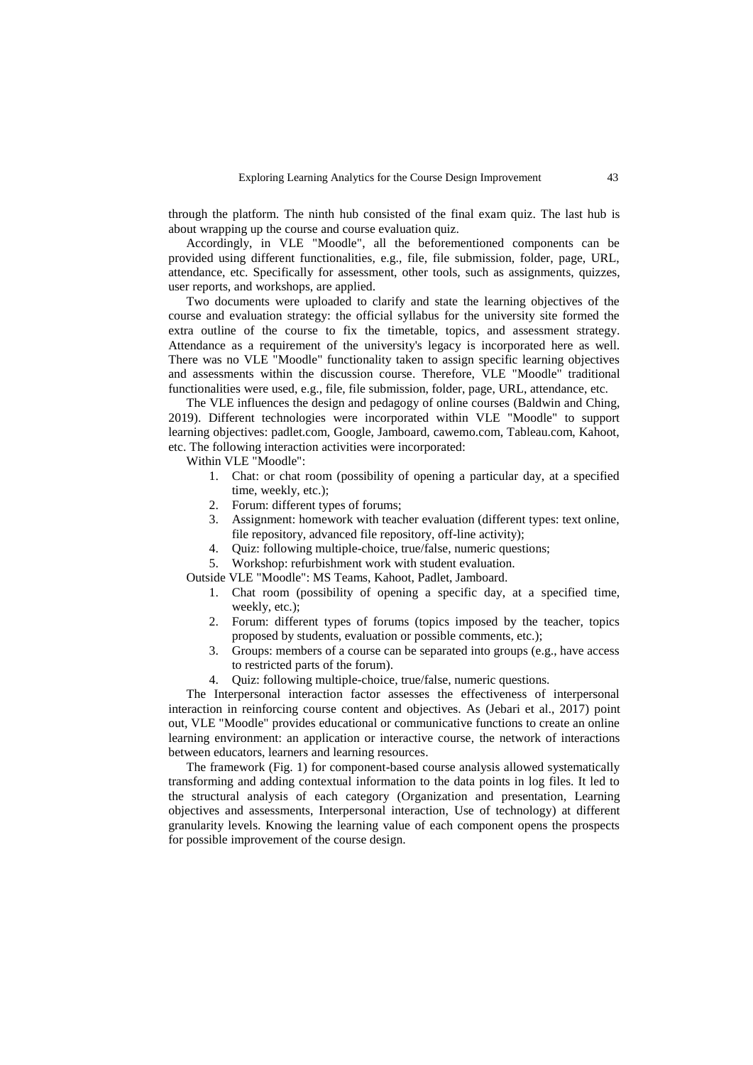through the platform. The ninth hub consisted of the final exam quiz. The last hub is about wrapping up the course and course evaluation quiz.

Accordingly, in VLE "Moodle", all the beforementioned components can be provided using different functionalities, e.g., file, file submission, folder, page, URL, attendance, etc. Specifically for assessment, other tools, such as assignments, quizzes, user reports, and workshops, are applied.

Two documents were uploaded to clarify and state the learning objectives of the course and evaluation strategy: the official syllabus for the university site formed the extra outline of the course to fix the timetable, topics, and assessment strategy. Attendance as a requirement of the university's legacy is incorporated here as well. There was no VLE "Moodle" functionality taken to assign specific learning objectives and assessments within the discussion course. Therefore, VLE "Moodle" traditional functionalities were used, e.g., file, file submission, folder, page, URL, attendance, etc.

The VLE influences the design and pedagogy of online courses (Baldwin and Ching, 2019). Different technologies were incorporated within VLE "Moodle" to support learning objectives: padlet.com, Google, Jamboard, cawemo.com, Tableau.com, Kahoot, etc. The following interaction activities were incorporated:

Within VLE "Moodle":

1. Chat: or chat room (possibility of opening a particular day, at a specified time, weekly, etc.);
2. Forum: different types of forums;
3. Assignment: homework with teacher evaluation (different types: text online, file repository, advanced file repository, off-line activity);
4. Quiz: following multiple-choice, true/false, numeric questions;
5. Workshop: refurbishment work with student evaluation.

Outside VLE "Moodle": MS Teams, Kahoot, Padlet, Jamboard.

1. Chat room (possibility of opening a specific day, at a specified time, weekly, etc.);
2. Forum: different types of forums (topics imposed by the teacher, topics proposed by students, evaluation or possible comments, etc.);
3. Groups: members of a course can be separated into groups (e.g., have access to restricted parts of the forum).
4. Quiz: following multiple-choice, true/false, numeric questions.

The Interpersonal interaction factor assesses the effectiveness of interpersonal interaction in reinforcing course content and objectives. As (Jebari et al., 2017) point out, VLE "Moodle" provides educational or communicative functions to create an online learning environment: an application or interactive course, the network of interactions between educators, learners and learning resources.

The framework (Fig. 1) for component-based course analysis allowed systematically transforming and adding contextual information to the data points in log files. It led to the structural analysis of each category (Organization and presentation, Learning objectives and assessments, Interpersonal interaction, Use of technology) at different granularity levels. Knowing the learning value of each component opens the prospects for possible improvement of the course design.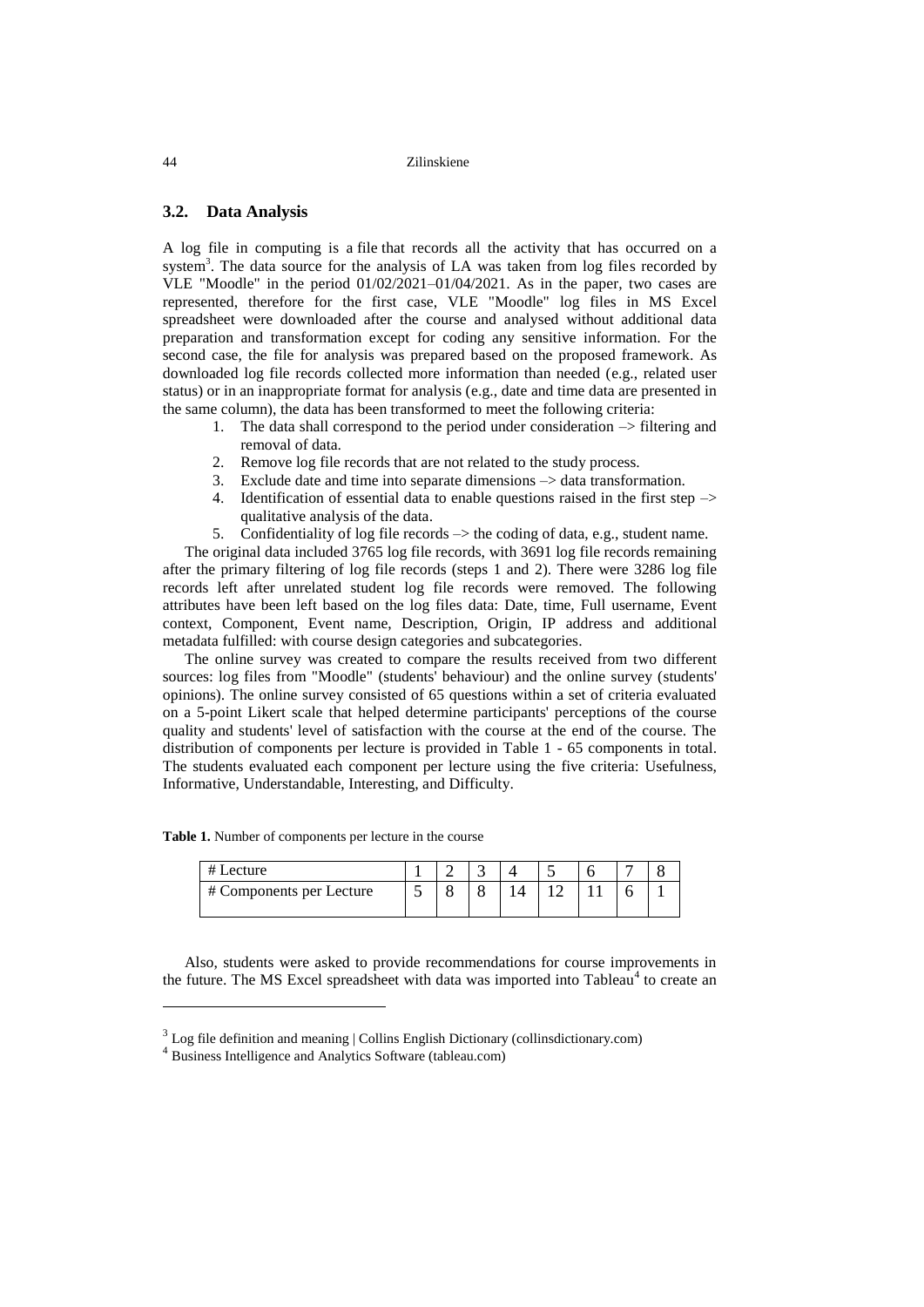### 3.2. Data Analysis

A log file in computing is a file that records all the activity that has occurred on a system[3]. The data source for the analysis of LA was taken from log files recorded by VLE "Moodle" in the period 01/02/2021–01/04/2021. As in the paper, two cases are represented, therefore for the first case, VLE "Moodle" log files in MS Excel spreadsheet were downloaded after the course and analysed without additional data preparation and transformation except for coding any sensitive information. For the second case, the file for analysis was prepared based on the proposed framework. As downloaded log file records collected more information than needed (e.g., related user status) or in an inappropriate format for analysis (e.g., date and time data are presented in the same column), the data has been transformed to meet the following criteria:

1. The data shall correspond to the period under consideration –> filtering and removal of data.
2. Remove log file records that are not related to the study process.
3. Exclude date and time into separate dimensions –> data transformation.
4. Identification of essential data to enable questions raised in the first step –> qualitative analysis of the data.
5. Confidentiality of log file records –> the coding of data, e.g., student name.

The original data included 3765 log file records, with 3691 log file records remaining after the primary filtering of log file records (steps 1 and 2). There were 3286 log file records left after unrelated student log file records were removed. The following attributes have been left based on the log files data: Date, time, Full username, Event context, Component, Event name, Description, Origin, IP address and additional metadata fulfilled: with course design categories and subcategories.

The online survey was created to compare the results received from two different sources: log files from "Moodle" (students' behaviour) and the online survey (students' opinions). The online survey consisted of 65 questions within a set of criteria evaluated on a 5-point Likert scale that helped determine participants' perceptions of the course quality and students' level of satisfaction with the course at the end of the course. The distribution of components per lecture is provided in Table 1 - 65 components in total. The students evaluated each component per lecture using the five criteria: Usefulness, Informative, Understandable, Interesting, and Difficulty.

**Table 1.** Number of components per lecture in the course

| # Lecture | 1 | 2 | 3 | 4 | 5 | 6 | 7 | 8 |
|---|---|---|---|---|---|---|---|---|
| # Components per Lecture | 5 | 8 | 8 | 14 | 12 | 11 | 6 | 1 |

Also, students were asked to provide recommendations for course improvements in the future. The MS Excel spreadsheet with data was imported into Tableau[4] to create an

[3] Log file definition and meaning | Collins English Dictionary (collinsdictionary.com)

[4] Business Intelligence and Analytics Software (tableau.com)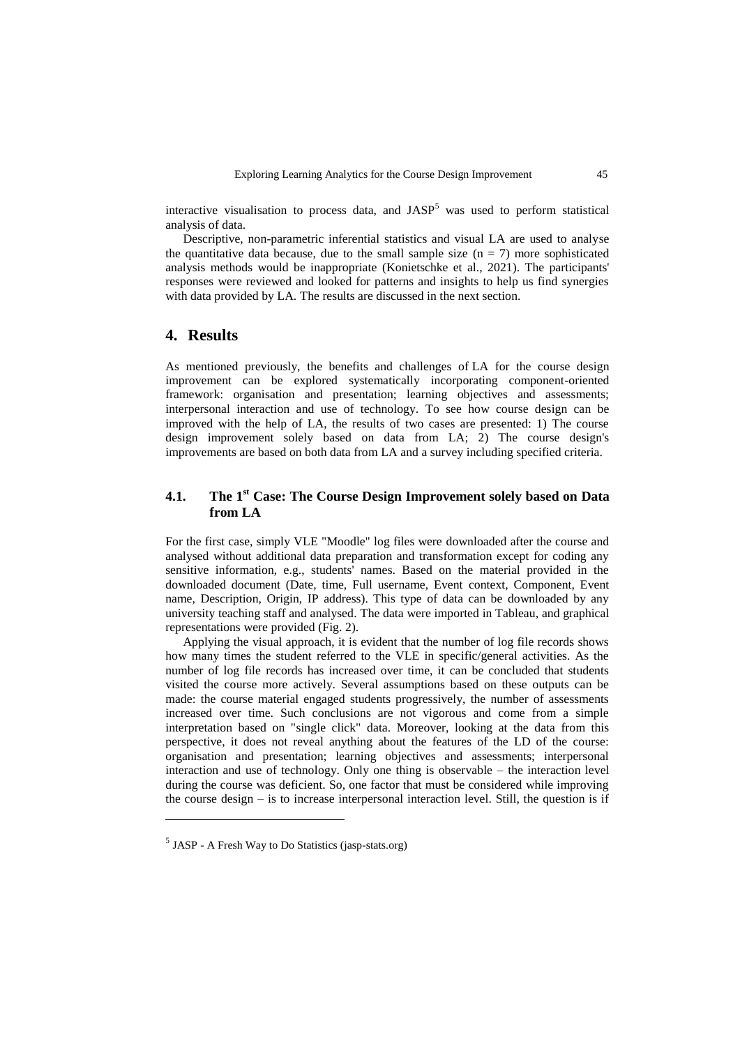interactive visualisation to process data, and JASP[5] was used to perform statistical analysis of data.

Descriptive, non-parametric inferential statistics and visual LA are used to analyse the quantitative data because, due to the small sample size ($n = 7$) more sophisticated analysis methods would be inappropriate (Konietschke et al., 2021). The participants' responses were reviewed and looked for patterns and insights to help us find synergies with data provided by LA. The results are discussed in the next section.

## 4. Results

As mentioned previously, the benefits and challenges of LA for the course design improvement can be explored systematically incorporating component-oriented framework: organisation and presentation; learning objectives and assessments; interpersonal interaction and use of technology. To see how course design can be improved with the help of LA, the results of two cases are presented: 1) The course design improvement solely based on data from LA; 2) The course design's improvements are based on both data from LA and a survey including specified criteria.

### 4.1. The 1st Case: The Course Design Improvement solely based on Data from LA

For the first case, simply VLE "Moodle" log files were downloaded after the course and analysed without additional data preparation and transformation except for coding any sensitive information, e.g., students' names. Based on the material provided in the downloaded document (Date, time, Full username, Event context, Component, Event name, Description, Origin, IP address). This type of data can be downloaded by any university teaching staff and analysed. The data were imported in Tableau, and graphical representations were provided (Fig. 2).

Applying the visual approach, it is evident that the number of log file records shows how many times the student referred to the VLE in specific/general activities. As the number of log file records has increased over time, it can be concluded that students visited the course more actively. Several assumptions based on these outputs can be made: the course material engaged students progressively, the number of assessments increased over time. Such conclusions are not vigorous and come from a simple interpretation based on "single click" data. Moreover, looking at the data from this perspective, it does not reveal anything about the features of the LD of the course: organisation and presentation; learning objectives and assessments; interpersonal interaction and use of technology. Only one thing is observable – the interaction level during the course was deficient. So, one factor that must be considered while improving the course design – is to increase interpersonal interaction level. Still, the question is if

[5] JASP - A Fresh Way to Do Statistics (jasp-stats.org)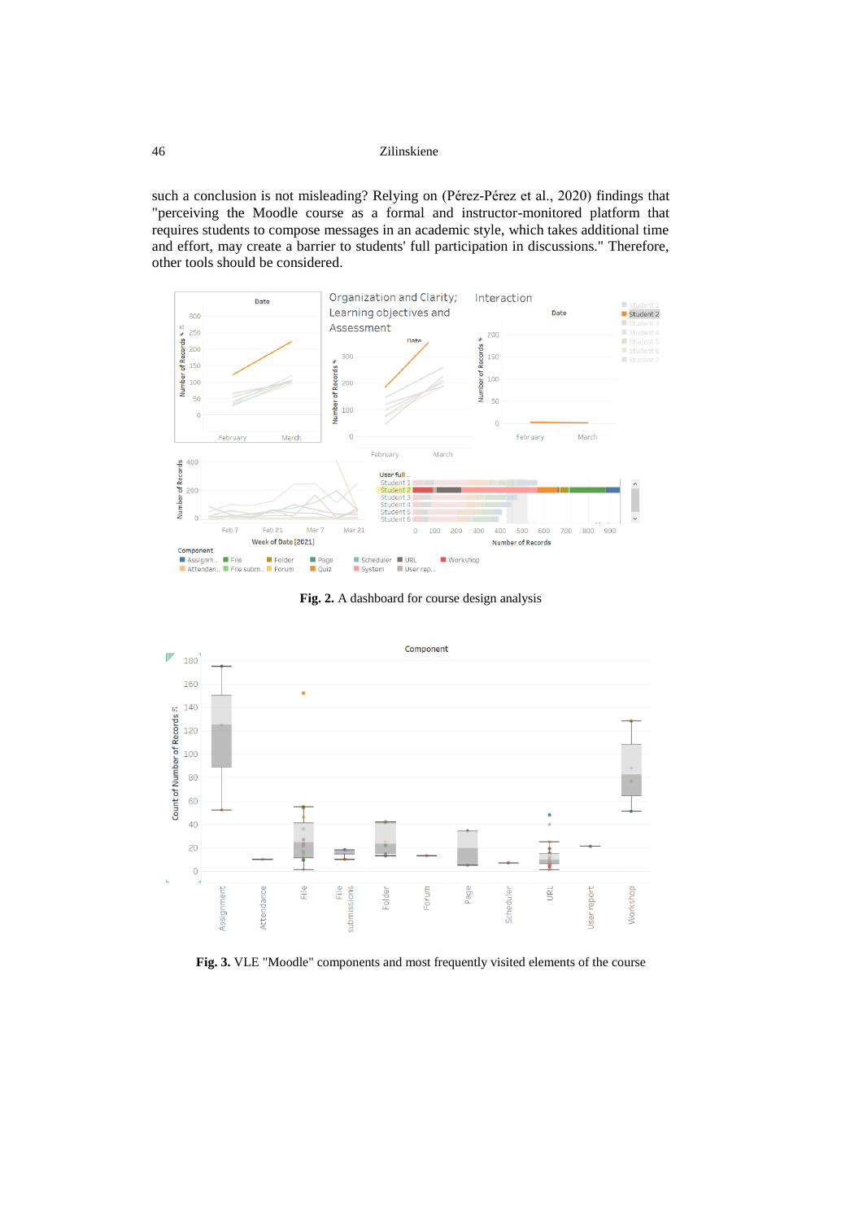such a conclusion is not misleading? Relying on (Pérez-Pérez et al., 2020) findings that "perceiving the Moodle course as a formal and instructor-monitored platform that requires students to compose messages in an academic style, which takes additional time and effort, may create a barrier to students' full participation in discussions." Therefore, other tools should be considered.

**Fig. 2.** A dashboard for course design analysis

**Fig. 3.** VLE "Moodle" components and most frequently visited elements of the course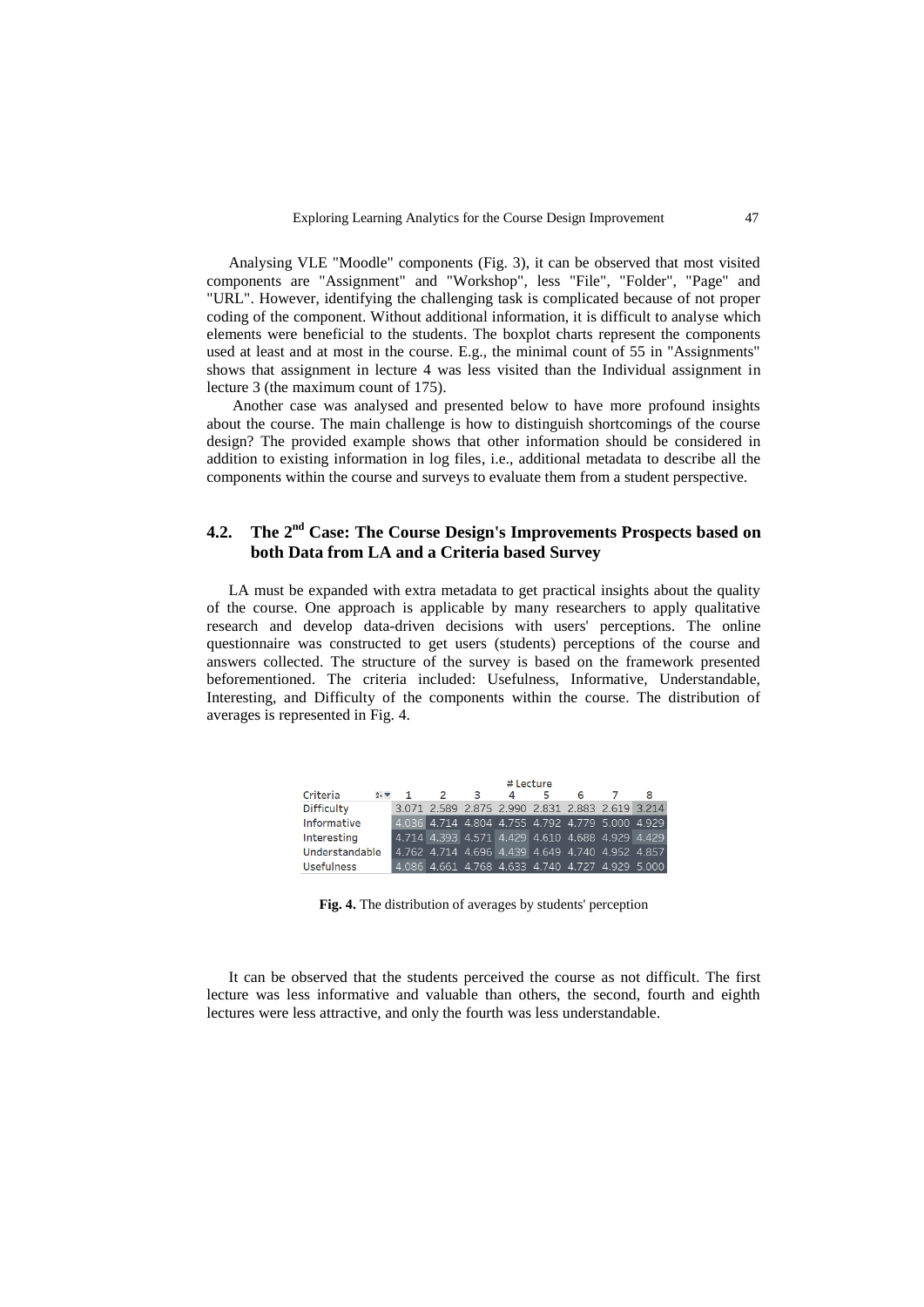Analysing VLE "Moodle" components (Fig. 3), it can be observed that most visited components are "Assignment" and "Workshop", less "File", "Folder", "Page" and "URL". However, identifying the challenging task is complicated because of not proper coding of the component. Without additional information, it is difficult to analyse which elements were beneficial to the students. The boxplot charts represent the components used at least and at most in the course. E.g., the minimal count of 55 in "Assignments" shows that assignment in lecture 4 was less visited than the Individual assignment in lecture 3 (the maximum count of 175).

Another case was analysed and presented below to have more profound insights about the course. The main challenge is how to distinguish shortcomings of the course design? The provided example shows that other information should be considered in addition to existing information in log files, i.e., additional metadata to describe all the components within the course and surveys to evaluate them from a student perspective.

## 4.2. The 2nd Case: The Course Design's Improvements Prospects based on both Data from LA and a Criteria based Survey

LA must be expanded with extra metadata to get practical insights about the quality of the course. One approach is applicable by many researchers to apply qualitative research and develop data-driven decisions with users' perceptions. The online questionnaire was constructed to get users (students) perceptions of the course and answers collected. The structure of the survey is based on the framework presented beforementioned. The criteria included: Usefulness, Informative, Understandable, Interesting, and Difficulty of the components within the course. The distribution of averages is represented in Fig. 4.

| Criteria | # Lecture 1 | 2 | 3 | 4 | 5 | 6 | 7 | 8 |
|---|---|---|---|---|---|---|---|---|
| Difficulty | 3.071 | 2.589 | 2.875 | 2.990 | 2.831 | 2.883 | 2.619 | 3.214 |
| Informative | 4.036 | 4.714 | 4.804 | 4.755 | 4.792 | 4.779 | 5.000 | 4.929 |
| Interesting | 4.714 | 4.393 | 4.571 | 4.429 | 4.610 | 4.688 | 4.929 | 4.429 |
| Understandable | 4.762 | 4.714 | 4.696 | 4.439 | 4.649 | 4.740 | 4.952 | 4.857 |
| Usefulness | 4.086 | 4.661 | 4.768 | 4.633 | 4.740 | 4.727 | 4.929 | 5.000 |

**Fig. 4.** The distribution of averages by students' perception

It can be observed that the students perceived the course as not difficult. The first lecture was less informative and valuable than others, the second, fourth and eighth lectures were less attractive, and only the fourth was less understandable.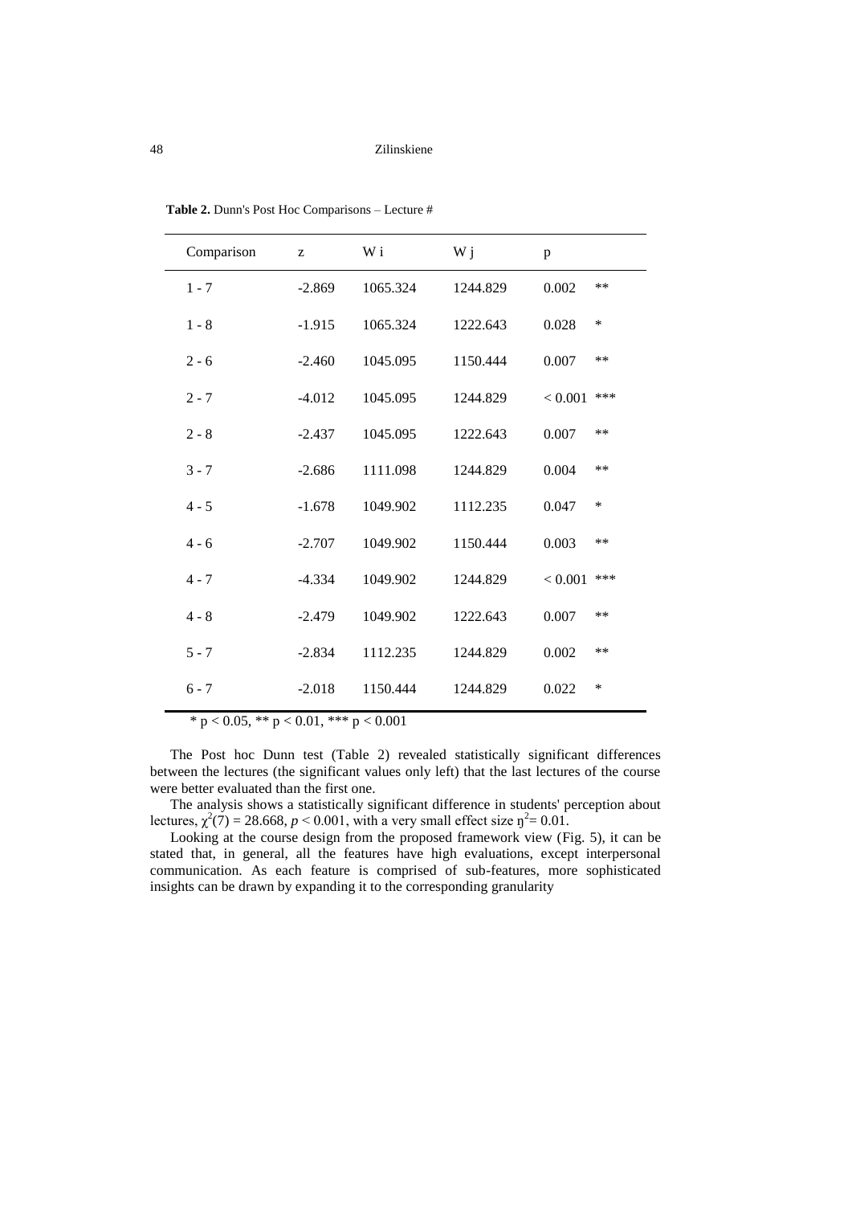**Table 2.** Dunn's Post Hoc Comparisons – Lecture #

| Comparison | z | W i | W j | p | |
|---|---|---|---|---|---|
| 1 - 7 | -2.869 | 1065.324 | 1244.829 | 0.002 | ** |
| 1 - 8 | -1.915 | 1065.324 | 1222.643 | 0.028 | * |
| 2 - 6 | -2.460 | 1045.095 | 1150.444 | 0.007 | ** |
| 2 - 7 | -4.012 | 1045.095 | 1244.829 | < 0.001 | *** |
| 2 - 8 | -2.437 | 1045.095 | 1222.643 | 0.007 | ** |
| 3 - 7 | -2.686 | 1111.098 | 1244.829 | 0.004 | ** |
| 4 - 5 | -1.678 | 1049.902 | 1112.235 | 0.047 | * |
| 4 - 6 | -2.707 | 1049.902 | 1150.444 | 0.003 | ** |
| 4 - 7 | -4.334 | 1049.902 | 1244.829 | < 0.001 | *** |
| 4 - 8 | -2.479 | 1049.902 | 1222.643 | 0.007 | ** |
| 5 - 7 | -2.834 | 1112.235 | 1244.829 | 0.002 | ** |
| 6 - 7 | -2.018 | 1150.444 | 1244.829 | 0.022 | * |

* $p < 0.05$, ** $p < 0.01$, *** $p < 0.001$

The Post hoc Dunn test (Table 2) revealed statistically significant differences between the lectures (the significant values only left) that the last lectures of the course were better evaluated than the first one.

The analysis shows a statistically significant difference in students' perception about lectures, $\chi^2(7) = 28.668$, $p < 0.001$, with a very small effect size $\eta^2 = 0.01$.

Looking at the course design from the proposed framework view (Fig. 5), it can be stated that, in general, all the features have high evaluations, except interpersonal communication. As each feature is comprised of sub-features, more sophisticated insights can be drawn by expanding it to the corresponding granularity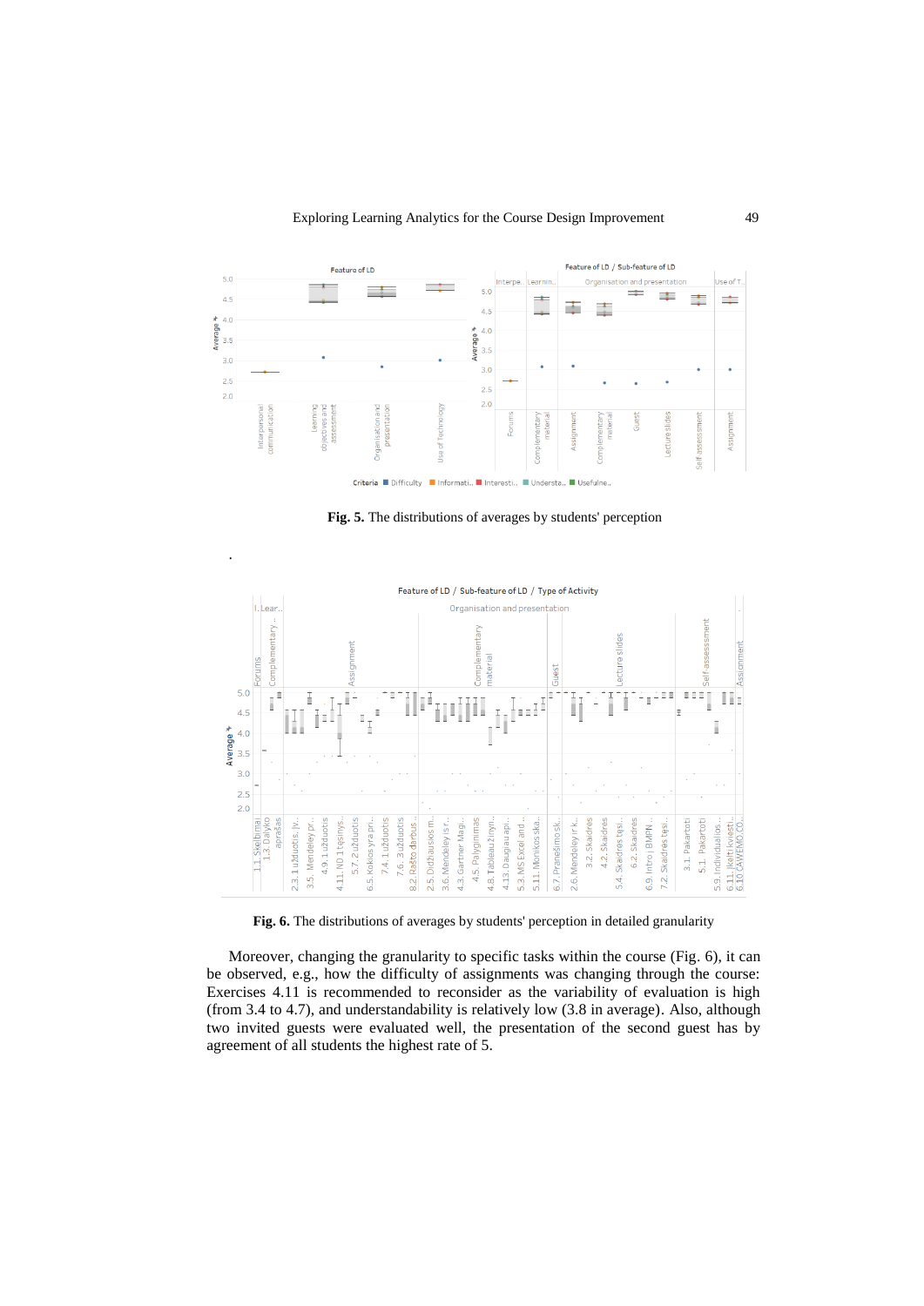**Fig. 5.** The distributions of averages by students' perception

.

**Fig. 6.** The distributions of averages by students' perception in detailed granularity

Moreover, changing the granularity to specific tasks within the course (Fig. 6), it can be observed, e.g., how the difficulty of assignments was changing through the course: Exercises 4.11 is recommended to reconsider as the variability of evaluation is high (from 3.4 to 4.7), and understandability is relatively low (3.8 in average). Also, although two invited guests were evaluated well, the presentation of the second guest has by agreement of all students the highest rate of 5.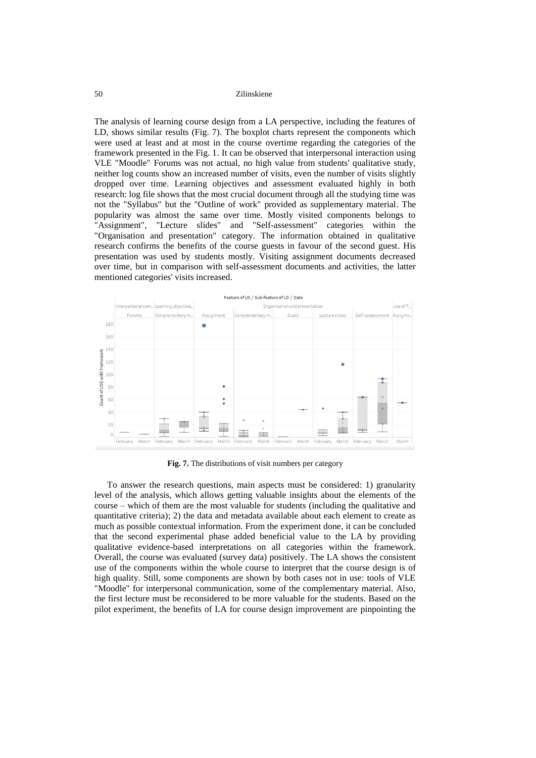The analysis of learning course design from a LA perspective, including the features of LD, shows similar results (Fig. 7). The boxplot charts represent the components which were used at least and at most in the course overtime regarding the categories of the framework presented in the Fig. 1. It can be observed that interpersonal interaction using VLE "Moodle" Forums was not actual, no high value from students' qualitative study, neither log counts show an increased number of visits, even the number of visits slightly dropped over time. Learning objectives and assessment evaluated highly in both research: log file shows that the most crucial document through all the studying time was not the "Syllabus" but the "Outline of work" provided as supplementary material. The popularity was almost the same over time. Mostly visited components belongs to "Assignment", "Lecture slides" and "Self-assessment" categories within the "Organisation and presentation" category. The information obtained in qualitative research confirms the benefits of the course guests in favour of the second guest. His presentation was used by students mostly. Visiting assignment documents decreased over time, but in comparison with self-assessment documents and activities, the latter mentioned categories' visits increased.

**Fig. 7.** The distributions of visit numbers per category

To answer the research questions, main aspects must be considered: 1) granularity level of the analysis, which allows getting valuable insights about the elements of the course – which of them are the most valuable for students (including the qualitative and quantitative criteria); 2) the data and metadata available about each element to create as much as possible contextual information. From the experiment done, it can be concluded that the second experimental phase added beneficial value to the LA by providing qualitative evidence-based interpretations on all categories within the framework. Overall, the course was evaluated (survey data) positively. The LA shows the consistent use of the components within the whole course to interpret that the course design is of high quality. Still, some components are shown by both cases not in use: tools of VLE "Moodle" for interpersonal communication, some of the complementary material. Also, the first lecture must be reconsidered to be more valuable for the students. Based on the pilot experiment, the benefits of LA for course design improvement are pinpointing the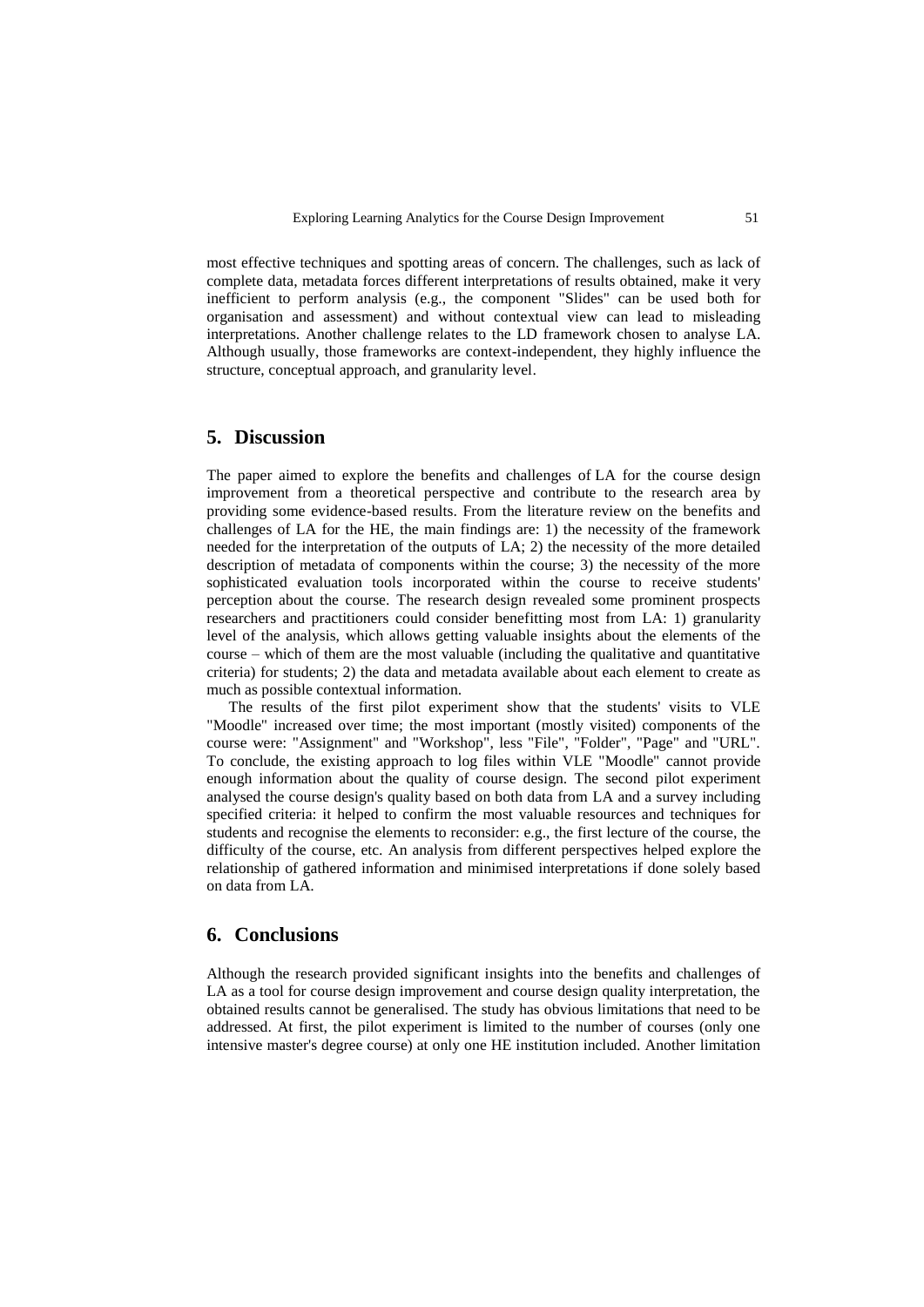most effective techniques and spotting areas of concern. The challenges, such as lack of complete data, metadata forces different interpretations of results obtained, make it very inefficient to perform analysis (e.g., the component "Slides" can be used both for organisation and assessment) and without contextual view can lead to misleading interpretations. Another challenge relates to the LD framework chosen to analyse LA. Although usually, those frameworks are context-independent, they highly influence the structure, conceptual approach, and granularity level.

## 5. Discussion

The paper aimed to explore the benefits and challenges of LA for the course design improvement from a theoretical perspective and contribute to the research area by providing some evidence-based results. From the literature review on the benefits and challenges of LA for the HE, the main findings are: 1) the necessity of the framework needed for the interpretation of the outputs of LA; 2) the necessity of the more detailed description of metadata of components within the course; 3) the necessity of the more sophisticated evaluation tools incorporated within the course to receive students' perception about the course. The research design revealed some prominent prospects researchers and practitioners could consider benefitting most from LA: 1) granularity level of the analysis, which allows getting valuable insights about the elements of the course – which of them are the most valuable (including the qualitative and quantitative criteria) for students; 2) the data and metadata available about each element to create as much as possible contextual information.

The results of the first pilot experiment show that the students' visits to VLE "Moodle" increased over time; the most important (mostly visited) components of the course were: "Assignment" and "Workshop", less "File", "Folder", "Page" and "URL". To conclude, the existing approach to log files within VLE "Moodle" cannot provide enough information about the quality of course design. The second pilot experiment analysed the course design's quality based on both data from LA and a survey including specified criteria: it helped to confirm the most valuable resources and techniques for students and recognise the elements to reconsider: e.g., the first lecture of the course, the difficulty of the course, etc. An analysis from different perspectives helped explore the relationship of gathered information and minimised interpretations if done solely based on data from LA.

## 6. Conclusions

Although the research provided significant insights into the benefits and challenges of LA as a tool for course design improvement and course design quality interpretation, the obtained results cannot be generalised. The study has obvious limitations that need to be addressed. At first, the pilot experiment is limited to the number of courses (only one intensive master's degree course) at only one HE institution included. Another limitation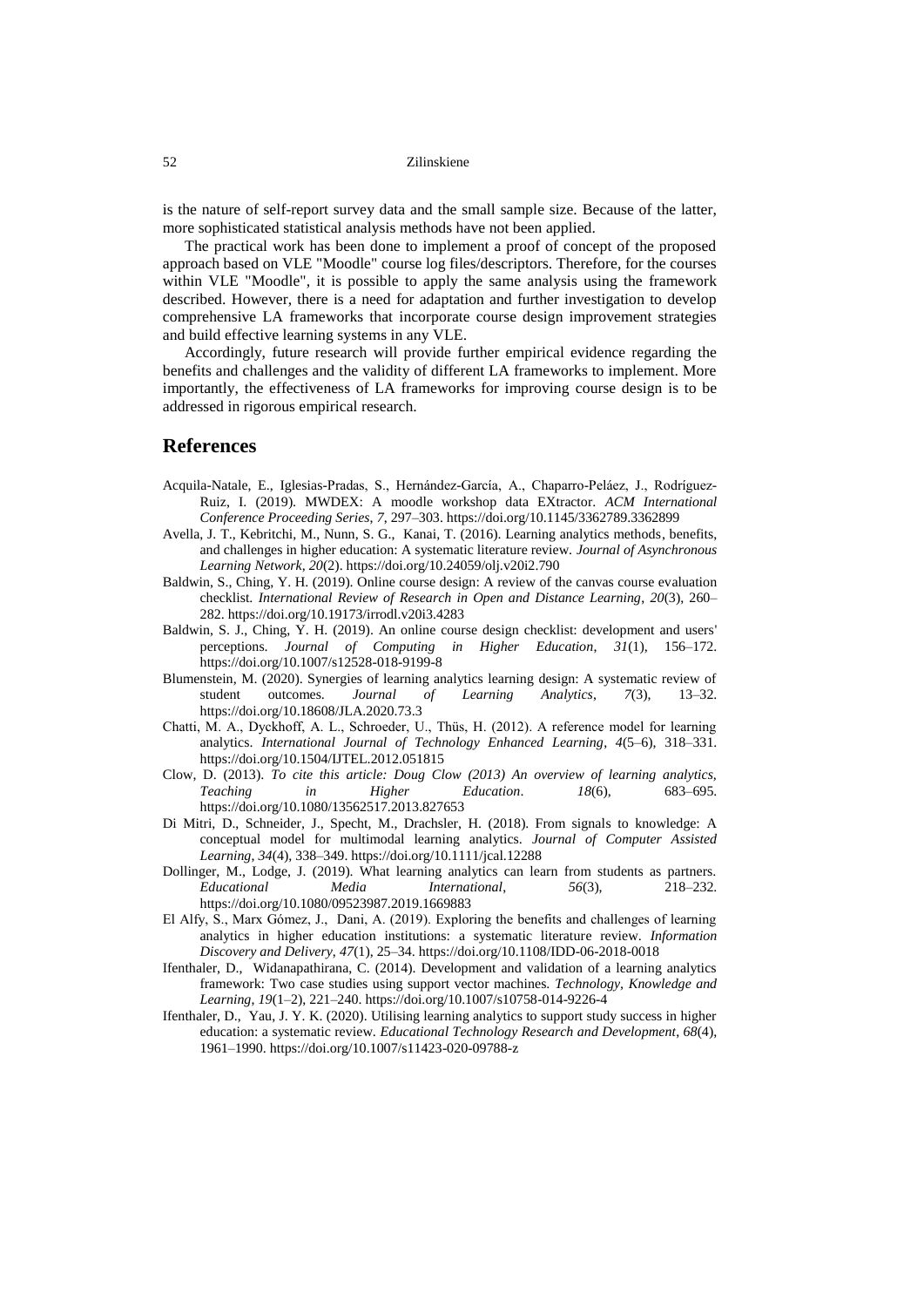is the nature of self-report survey data and the small sample size. Because of the latter, more sophisticated statistical analysis methods have not been applied.

The practical work has been done to implement a proof of concept of the proposed approach based on VLE "Moodle" course log files/descriptors. Therefore, for the courses within VLE "Moodle", it is possible to apply the same analysis using the framework described. However, there is a need for adaptation and further investigation to develop comprehensive LA frameworks that incorporate course design improvement strategies and build effective learning systems in any VLE.

Accordingly, future research will provide further empirical evidence regarding the benefits and challenges and the validity of different LA frameworks to implement. More importantly, the effectiveness of LA frameworks for improving course design is to be addressed in rigorous empirical research.

## References

Acquila-Natale, E., Iglesias-Pradas, S., Hernández-García, A., Chaparro-Peláez, J., Rodríguez-Ruiz, I. (2019). MWDEX: A moodle workshop data EXtractor. *ACM International Conference Proceeding Series*, *7*, 297–303. https://doi.org/10.1145/3362789.3362899

Avella, J. T., Kebritchi, M., Nunn, S. G., Kanai, T. (2016). Learning analytics methods, benefits, and challenges in higher education: A systematic literature review. *Journal of Asynchronous Learning Network*, *20*(2). https://doi.org/10.24059/olj.v20i2.790

Baldwin, S., Ching, Y. H. (2019). Online course design: A review of the canvas course evaluation checklist. *International Review of Research in Open and Distance Learning*, *20*(3), 260–282. https://doi.org/10.19173/irrodl.v20i3.4283

Baldwin, S. J., Ching, Y. H. (2019). An online course design checklist: development and users' perceptions. *Journal of Computing in Higher Education*, *31*(1), 156–172. https://doi.org/10.1007/s12528-018-9199-8

Blumenstein, M. (2020). Synergies of learning analytics learning design: A systematic review of student outcomes. *Journal of Learning Analytics*, *7*(3), 13–32. https://doi.org/10.18608/JLA.2020.73.3

Chatti, M. A., Dyckhoff, A. L., Schroeder, U., Thüs, H. (2012). A reference model for learning analytics. *International Journal of Technology Enhanced Learning*, *4*(5–6), 318–331. https://doi.org/10.1504/IJTEL.2012.051815

Clow, D. (2013). *To cite this article: Doug Clow (2013) An overview of learning analytics, Teaching in Higher Education*. *18*(6), 683–695. https://doi.org/10.1080/13562517.2013.827653

Di Mitri, D., Schneider, J., Specht, M., Drachsler, H. (2018). From signals to knowledge: A conceptual model for multimodal learning analytics. *Journal of Computer Assisted Learning*, *34*(4), 338–349. https://doi.org/10.1111/jcal.12288

Dollinger, M., Lodge, J. (2019). What learning analytics can learn from students as partners. *Educational Media International*, *56*(3), 218–232. https://doi.org/10.1080/09523987.2019.1669883

El Alfy, S., Marx Gómez, J., Dani, A. (2019). Exploring the benefits and challenges of learning analytics in higher education institutions: a systematic literature review. *Information Discovery and Delivery*, *47*(1), 25–34. https://doi.org/10.1108/IDD-06-2018-0018

Ifenthaler, D., Widanapathirana, C. (2014). Development and validation of a learning analytics framework: Two case studies using support vector machines. *Technology, Knowledge and Learning*, *19*(1–2), 221–240. https://doi.org/10.1007/s10758-014-9226-4

Ifenthaler, D., Yau, J. Y. K. (2020). Utilising learning analytics to support study success in higher education: a systematic review. *Educational Technology Research and Development*, *68*(4), 1961–1990. https://doi.org/10.1007/s11423-020-09788-z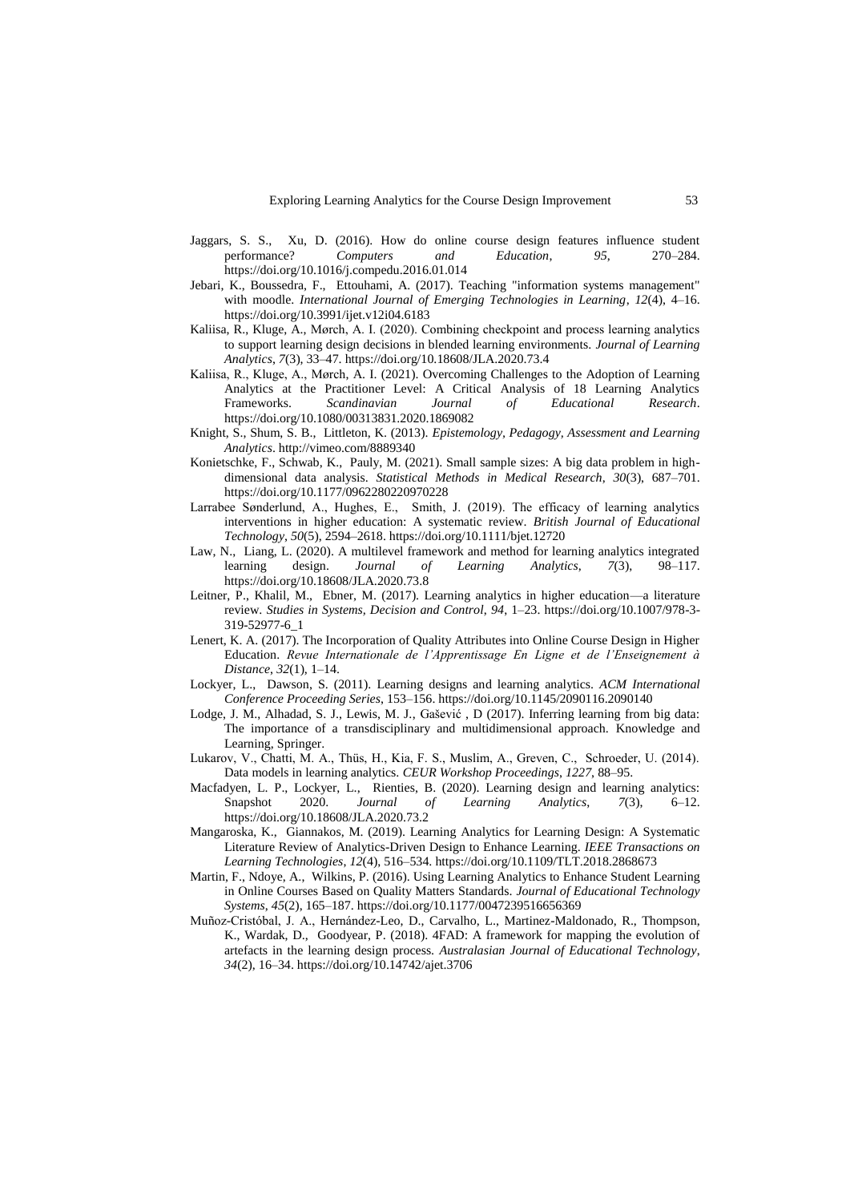Jaggars, S. S., Xu, D. (2016). How do online course design features influence student performance? *Computers and Education*, *95*, 270–284. https://doi.org/10.1016/j.compedu.2016.01.014

Jebari, K., Boussedra, F., Ettouhami, A. (2017). Teaching "information systems management" with moodle. *International Journal of Emerging Technologies in Learning*, *12*(4), 4–16. https://doi.org/10.3991/ijet.v12i04.6183

Kaliisa, R., Kluge, A., Mørch, A. I. (2020). Combining checkpoint and process learning analytics to support learning design decisions in blended learning environments. *Journal of Learning Analytics*, *7*(3), 33–47. https://doi.org/10.18608/JLA.2020.73.4

Kaliisa, R., Kluge, A., Mørch, A. I. (2021). Overcoming Challenges to the Adoption of Learning Analytics at the Practitioner Level: A Critical Analysis of 18 Learning Analytics Frameworks. *Scandinavian Journal of Educational Research*. https://doi.org/10.1080/00313831.2020.1869082

Knight, S., Shum, S. B., Littleton, K. (2013). *Epistemology, Pedagogy, Assessment and Learning Analytics*. http://vimeo.com/8889340

Konietschke, F., Schwab, K., Pauly, M. (2021). Small sample sizes: A big data problem in high-dimensional data analysis. *Statistical Methods in Medical Research*, *30*(3), 687–701. https://doi.org/10.1177/0962280220970228

Larrabee Sønderlund, A., Hughes, E., Smith, J. (2019). The efficacy of learning analytics interventions in higher education: A systematic review. *British Journal of Educational Technology*, *50*(5), 2594–2618. https://doi.org/10.1111/bjet.12720

Law, N., Liang, L. (2020). A multilevel framework and method for learning analytics integrated learning design. *Journal of Learning Analytics*, *7*(3), 98–117. https://doi.org/10.18608/JLA.2020.73.8

Leitner, P., Khalil, M., Ebner, M. (2017). Learning analytics in higher education—a literature review. *Studies in Systems, Decision and Control*, *94*, 1–23. https://doi.org/10.1007/978-3-319-52977-6_1

Lenert, K. A. (2017). The Incorporation of Quality Attributes into Online Course Design in Higher Education. *Revue Internationale de l'Apprentissage En Ligne et de l'Enseignement à Distance*, *32*(1), 1–14.

Lockyer, L., Dawson, S. (2011). Learning designs and learning analytics. *ACM International Conference Proceeding Series*, 153–156. https://doi.org/10.1145/2090116.2090140

Lodge, J. M., Alhadad, S. J., Lewis, M. J., Gašević , D (2017). Inferring learning from big data: The importance of a transdisciplinary and multidimensional approach. Knowledge and Learning, Springer.

Lukarov, V., Chatti, M. A., Thüs, H., Kia, F. S., Muslim, A., Greven, C., Schroeder, U. (2014). Data models in learning analytics. *CEUR Workshop Proceedings*, *1227*, 88–95.

Macfadyen, L. P., Lockyer, L., Rienties, B. (2020). Learning design and learning analytics: Snapshot 2020. *Journal of Learning Analytics*, *7*(3), 6–12. https://doi.org/10.18608/JLA.2020.73.2

Mangaroska, K., Giannakos, M. (2019). Learning Analytics for Learning Design: A Systematic Literature Review of Analytics-Driven Design to Enhance Learning. *IEEE Transactions on Learning Technologies*, *12*(4), 516–534. https://doi.org/10.1109/TLT.2018.2868673

Martin, F., Ndoye, A., Wilkins, P. (2016). Using Learning Analytics to Enhance Student Learning in Online Courses Based on Quality Matters Standards. *Journal of Educational Technology Systems*, *45*(2), 165–187. https://doi.org/10.1177/0047239516656369

Muñoz-Cristóbal, J. A., Hernández-Leo, D., Carvalho, L., Martinez-Maldonado, R., Thompson, K., Wardak, D., Goodyear, P. (2018). 4FAD: A framework for mapping the evolution of artefacts in the learning design process. *Australasian Journal of Educational Technology*, *34*(2), 16–34. https://doi.org/10.14742/ajet.3706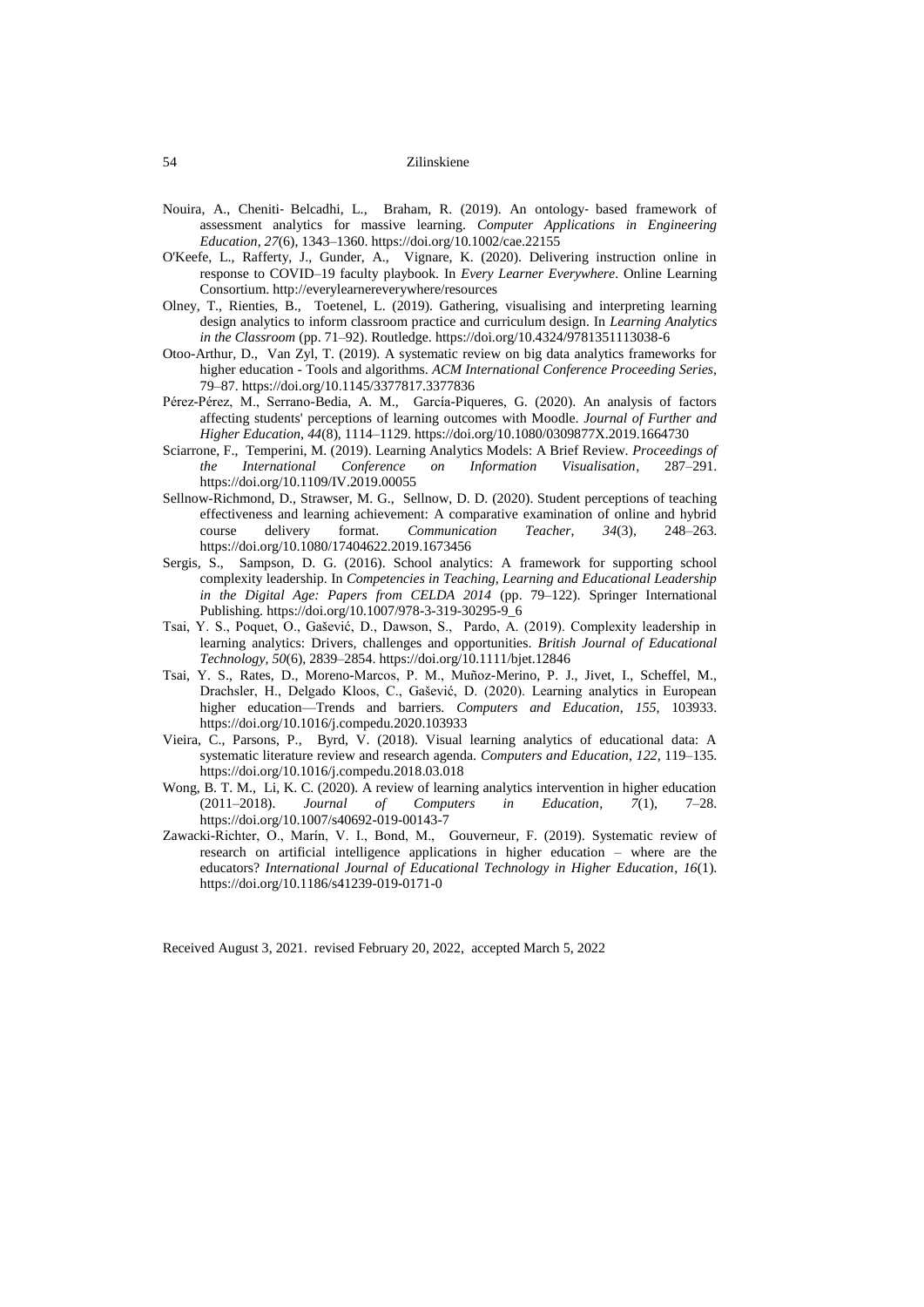Nouira, A., Cheniti‐ Belcadhi, L., Braham, R. (2019). An ontology‐ based framework of assessment analytics for massive learning. *Computer Applications in Engineering Education*, *27*(6), 1343–1360. https://doi.org/10.1002/cae.22155

O'Keefe, L., Rafferty, J., Gunder, A., Vignare, K. (2020). Delivering instruction online in response to COVID–19 faculty playbook. In *Every Learner Everywhere*. Online Learning Consortium. http://everylearnereverywhere/resources

Olney, T., Rienties, B., Toetenel, L. (2019). Gathering, visualising and interpreting learning design analytics to inform classroom practice and curriculum design. In *Learning Analytics in the Classroom* (pp. 71–92). Routledge. https://doi.org/10.4324/9781351113038-6

Otoo-Arthur, D., Van Zyl, T. (2019). A systematic review on big data analytics frameworks for higher education - Tools and algorithms. *ACM International Conference Proceeding Series*, 79–87. https://doi.org/10.1145/3377817.3377836

Pérez-Pérez, M., Serrano-Bedia, A. M., García-Piqueres, G. (2020). An analysis of factors affecting students' perceptions of learning outcomes with Moodle. *Journal of Further and Higher Education*, *44*(8), 1114–1129. https://doi.org/10.1080/0309877X.2019.1664730

Sciarrone, F., Temperini, M. (2019). Learning Analytics Models: A Brief Review. *Proceedings of the International Conference on Information Visualisation*, 287–291. https://doi.org/10.1109/IV.2019.00055

Sellnow-Richmond, D., Strawser, M. G., Sellnow, D. D. (2020). Student perceptions of teaching effectiveness and learning achievement: A comparative examination of online and hybrid course delivery format. *Communication Teacher*, *34*(3), 248–263. https://doi.org/10.1080/17404622.2019.1673456

Sergis, S., Sampson, D. G. (2016). School analytics: A framework for supporting school complexity leadership. In *Competencies in Teaching, Learning and Educational Leadership in the Digital Age: Papers from CELDA 2014* (pp. 79–122). Springer International Publishing. https://doi.org/10.1007/978-3-319-30295-9_6

Tsai, Y. S., Poquet, O., Gašević, D., Dawson, S., Pardo, A. (2019). Complexity leadership in learning analytics: Drivers, challenges and opportunities. *British Journal of Educational Technology*, *50*(6), 2839–2854. https://doi.org/10.1111/bjet.12846

Tsai, Y. S., Rates, D., Moreno-Marcos, P. M., Muñoz-Merino, P. J., Jivet, I., Scheffel, M., Drachsler, H., Delgado Kloos, C., Gašević, D. (2020). Learning analytics in European higher education—Trends and barriers. *Computers and Education*, *155*, 103933. https://doi.org/10.1016/j.compedu.2020.103933

Vieira, C., Parsons, P., Byrd, V. (2018). Visual learning analytics of educational data: A systematic literature review and research agenda. *Computers and Education*, *122*, 119–135. https://doi.org/10.1016/j.compedu.2018.03.018

Wong, B. T. M., Li, K. C. (2020). A review of learning analytics intervention in higher education (2011–2018). *Journal of Computers in Education*, *7*(1), 7–28. https://doi.org/10.1007/s40692-019-00143-7

Zawacki-Richter, O., Marín, V. I., Bond, M., Gouverneur, F. (2019). Systematic review of research on artificial intelligence applications in higher education – where are the educators? *International Journal of Educational Technology in Higher Education*, *16*(1). https://doi.org/10.1186/s41239-019-0171-0

Received August 3, 2021. revised February 20, 2022, accepted March 5, 2022